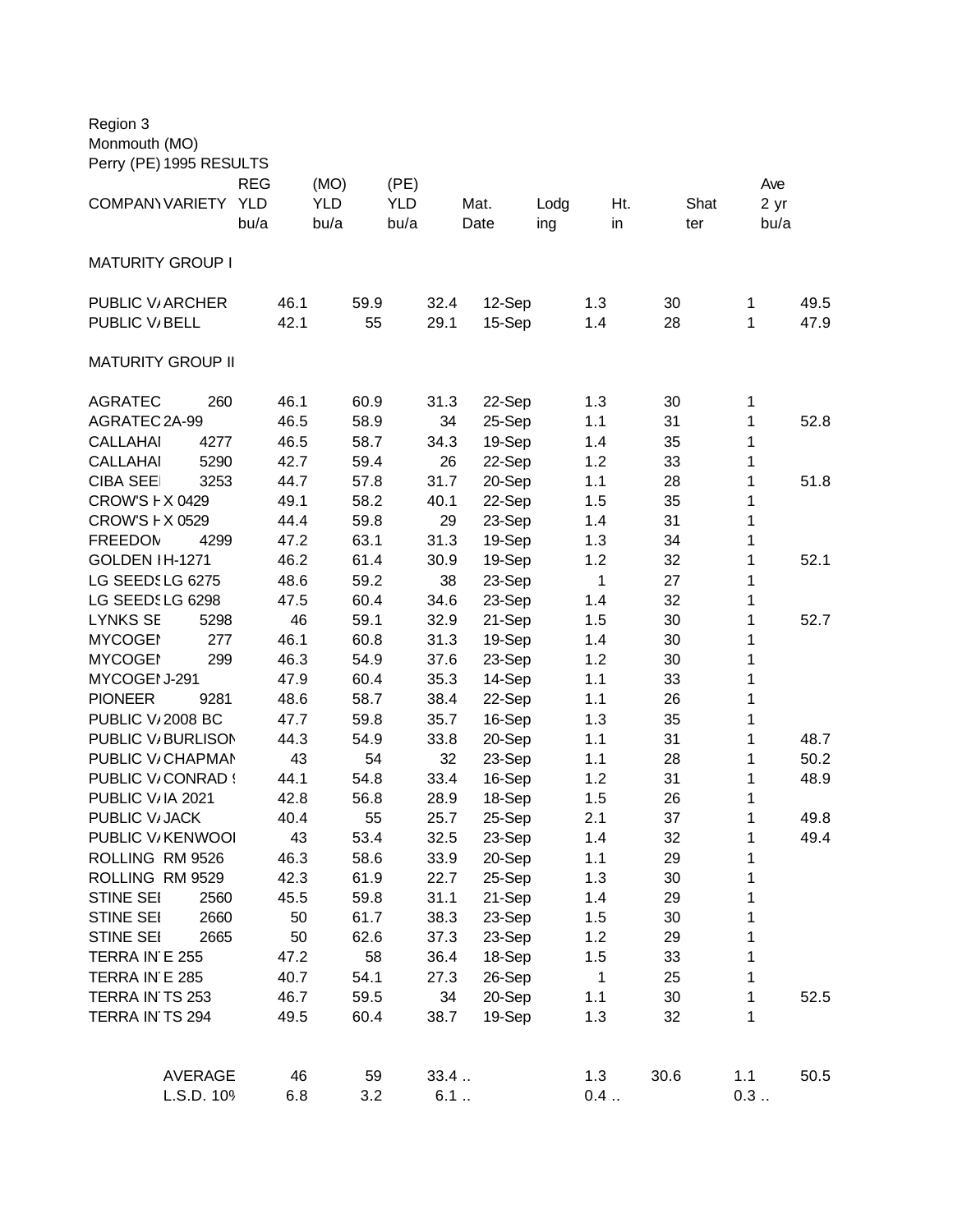Region 3
Monmouth (MO)
Perry (PE) 1995 RESULTS

| COMPANY | VARIETY | REG YLD bu/a | (MO) YLD bu/a | (PE) YLD bu/a | Mat. Date | Lodging | Ht. in | Shatter | Ave 2 yr bu/a |
|---|---|---|---|---|---|---|---|---|---|
| MATURITY GROUP I | | | | | | | | | |
| PUBLIC V/ | ARCHER | 46.1 | 59.9 | 32.4 | 12-Sep | 1.3 | 30 | 1 | 49.5 |
| PUBLIC V/ | BELL | 42.1 | 55 | 29.1 | 15-Sep | 1.4 | 28 | 1 | 47.9 |
| MATURITY GROUP II | | | | | | | | | |
| AGRATEC | 260 | 46.1 | 60.9 | 31.3 | 22-Sep | 1.3 | 30 | 1 | |
| AGRATEC | 2A-99 | 46.5 | 58.9 | 34 | 25-Sep | 1.1 | 31 | 1 | 52.8 |
| CALLAHAI | 4277 | 46.5 | 58.7 | 34.3 | 19-Sep | 1.4 | 35 | 1 | |
| CALLAHAI | 5290 | 42.7 | 59.4 | 26 | 22-Sep | 1.2 | 33 | 1 | |
| CIBA SEE | 3253 | 44.7 | 57.8 | 31.7 | 20-Sep | 1.1 | 28 | 1 | 51.8 |
| CROW'S H | X 0429 | 49.1 | 58.2 | 40.1 | 22-Sep | 1.5 | 35 | 1 | |
| CROW'S H | X 0529 | 44.4 | 59.8 | 29 | 23-Sep | 1.4 | 31 | 1 | |
| FREEDOM | 4299 | 47.2 | 63.1 | 31.3 | 19-Sep | 1.3 | 34 | 1 | |
| GOLDEN I | H-1271 | 46.2 | 61.4 | 30.9 | 19-Sep | 1.2 | 32 | 1 | 52.1 |
| LG SEEDS | LG 6275 | 48.6 | 59.2 | 38 | 23-Sep | 1 | 27 | 1 | |
| LG SEEDS | LG 6298 | 47.5 | 60.4 | 34.6 | 23-Sep | 1.4 | 32 | 1 | |
| LYNKS SE | 5298 | 46 | 59.1 | 32.9 | 21-Sep | 1.5 | 30 | 1 | 52.7 |
| MYCOGEN | 277 | 46.1 | 60.8 | 31.3 | 19-Sep | 1.4 | 30 | 1 | |
| MYCOGEN | 299 | 46.3 | 54.9 | 37.6 | 23-Sep | 1.2 | 30 | 1 | |
| MYCOGEN | J-291 | 47.9 | 60.4 | 35.3 | 14-Sep | 1.1 | 33 | 1 | |
| PIONEER | 9281 | 48.6 | 58.7 | 38.4 | 22-Sep | 1.1 | 26 | 1 | |
| PUBLIC V/ | 2008 BC | 47.7 | 59.8 | 35.7 | 16-Sep | 1.3 | 35 | 1 | |
| PUBLIC V/ | BURLISON | 44.3 | 54.9 | 33.8 | 20-Sep | 1.1 | 31 | 1 | 48.7 |
| PUBLIC V/ | CHAPMAN | 43 | 54 | 32 | 23-Sep | 1.1 | 28 | 1 | 50.2 |
| PUBLIC V/ | CONRAD 9 | 44.1 | 54.8 | 33.4 | 16-Sep | 1.2 | 31 | 1 | 48.9 |
| PUBLIC V/ | IA 2021 | 42.8 | 56.8 | 28.9 | 18-Sep | 1.5 | 26 | 1 | |
| PUBLIC V/ | JACK | 40.4 | 55 | 25.7 | 25-Sep | 2.1 | 37 | 1 | 49.8 |
| PUBLIC V/ | KENWOOD | 43 | 53.4 | 32.5 | 23-Sep | 1.4 | 32 | 1 | 49.4 |
| ROLLING | RM 9526 | 46.3 | 58.6 | 33.9 | 20-Sep | 1.1 | 29 | 1 | |
| ROLLING | RM 9529 | 42.3 | 61.9 | 22.7 | 25-Sep | 1.3 | 30 | 1 | |
| STINE SEI | 2560 | 45.5 | 59.8 | 31.1 | 21-Sep | 1.4 | 29 | 1 | |
| STINE SEI | 2660 | 50 | 61.7 | 38.3 | 23-Sep | 1.5 | 30 | 1 | |
| STINE SEI | 2665 | 50 | 62.6 | 37.3 | 23-Sep | 1.2 | 29 | 1 | |
| TERRA IN | E 255 | 47.2 | 58 | 36.4 | 18-Sep | 1.5 | 33 | 1 | |
| TERRA IN | E 285 | 40.7 | 54.1 | 27.3 | 26-Sep | 1 | 25 | 1 | |
| TERRA IN | TS 253 | 46.7 | 59.5 | 34 | 20-Sep | 1.1 | 30 | 1 | 52.5 |
| TERRA IN | TS 294 | 49.5 | 60.4 | 38.7 | 19-Sep | 1.3 | 32 | 1 | |
| | AVERAGE | 46 | 59 | 33.4 | .. | 1.3 | 30.6 | 1.1 | 50.5 |
| | L.S.D. 10% | 6.8 | 3.2 | 6.1 | .. | 0.4 | .. | 0.3 | .. |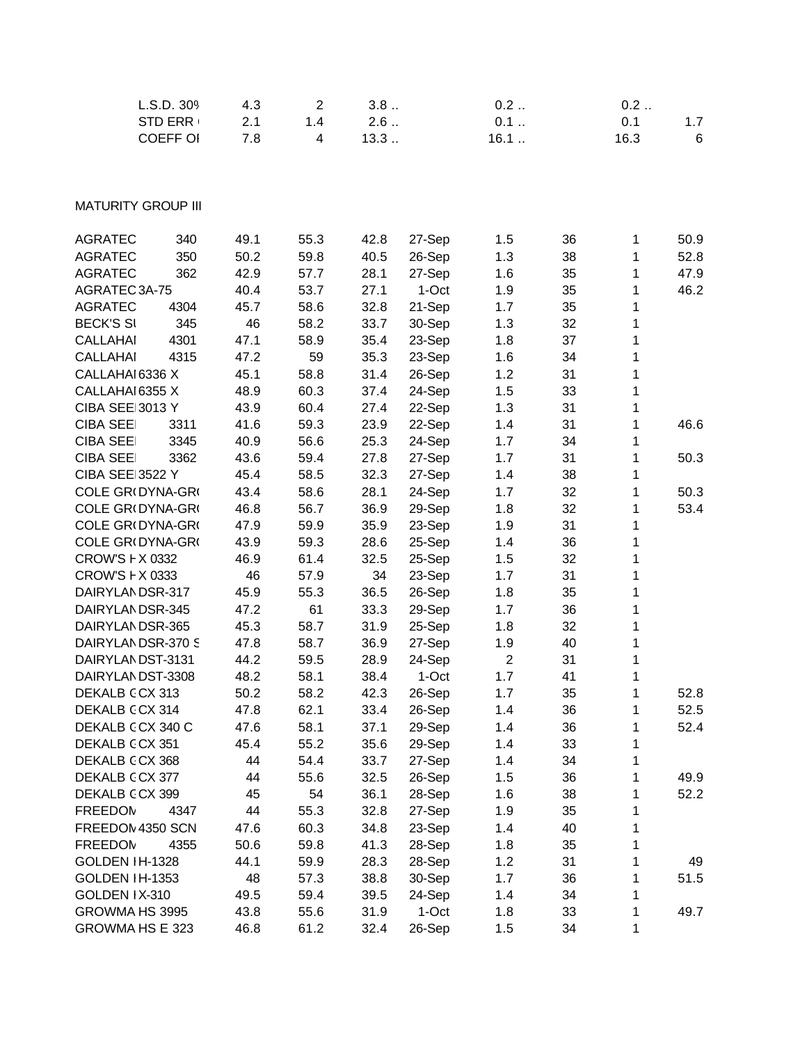| | | | | | | | | | |
|---|---|---|---|---|---|---|---|---|---|
| L.S.D. 30% | | 4.3 | 2 | 3.8 .. | | 0.2 .. | | 0.2 .. | |
| STD ERR ( | | 2.1 | 1.4 | 2.6 .. | | 0.1 .. | | 0.1 | 1.7 |
| COEFF OI | | 7.8 | 4 | 13.3 .. | | 16.1 .. | | 16.3 | 6 |

MATURITY GROUP III

| | | | | | | | | | |
|---|---|---|---|---|---|---|---|---|---|
| AGRATEC | 340 | 49.1 | 55.3 | 42.8 | 27-Sep | 1.5 | 36 | 1 | 50.9 |
| AGRATEC | 350 | 50.2 | 59.8 | 40.5 | 26-Sep | 1.3 | 38 | 1 | 52.8 |
| AGRATEC | 362 | 42.9 | 57.7 | 28.1 | 27-Sep | 1.6 | 35 | 1 | 47.9 |
| AGRATEC | 3A-75 | 40.4 | 53.7 | 27.1 | 1-Oct | 1.9 | 35 | 1 | 46.2 |
| AGRATEC | 4304 | 45.7 | 58.6 | 32.8 | 21-Sep | 1.7 | 35 | 1 | |
| BECK'S SI | 345 | 46 | 58.2 | 33.7 | 30-Sep | 1.3 | 32 | 1 | |
| CALLAHAI | 4301 | 47.1 | 58.9 | 35.4 | 23-Sep | 1.8 | 37 | 1 | |
| CALLAHAI | 4315 | 47.2 | 59 | 35.3 | 23-Sep | 1.6 | 34 | 1 | |
| CALLAHAI | 6336 X | 45.1 | 58.8 | 31.4 | 26-Sep | 1.2 | 31 | 1 | |
| CALLAHAI | 6355 X | 48.9 | 60.3 | 37.4 | 24-Sep | 1.5 | 33 | 1 | |
| CIBA SEEI | 3013 Y | 43.9 | 60.4 | 27.4 | 22-Sep | 1.3 | 31 | 1 | |
| CIBA SEEI | 3311 | 41.6 | 59.3 | 23.9 | 22-Sep | 1.4 | 31 | 1 | 46.6 |
| CIBA SEEI | 3345 | 40.9 | 56.6 | 25.3 | 24-Sep | 1.7 | 34 | 1 | |
| CIBA SEEI | 3362 | 43.6 | 59.4 | 27.8 | 27-Sep | 1.7 | 31 | 1 | 50.3 |
| CIBA SEEI | 3522 Y | 45.4 | 58.5 | 32.3 | 27-Sep | 1.4 | 38 | 1 | |
| COLE GR( | DYNA-GR( | 43.4 | 58.6 | 28.1 | 24-Sep | 1.7 | 32 | 1 | 50.3 |
| COLE GR( | DYNA-GR( | 46.8 | 56.7 | 36.9 | 29-Sep | 1.8 | 32 | 1 | 53.4 |
| COLE GR( | DYNA-GR( | 47.9 | 59.9 | 35.9 | 23-Sep | 1.9 | 31 | 1 | |
| COLE GR( | DYNA-GR( | 43.9 | 59.3 | 28.6 | 25-Sep | 1.4 | 36 | 1 | |
| CROW'S H | X 0332 | 46.9 | 61.4 | 32.5 | 25-Sep | 1.5 | 32 | 1 | |
| CROW'S H | X 0333 | 46 | 57.9 | 34 | 23-Sep | 1.7 | 31 | 1 | |
| DAIRYLAN | DSR-317 | 45.9 | 55.3 | 36.5 | 26-Sep | 1.8 | 35 | 1 | |
| DAIRYLAN | DSR-345 | 47.2 | 61 | 33.3 | 29-Sep | 1.7 | 36 | 1 | |
| DAIRYLAN | DSR-365 | 45.3 | 58.7 | 31.9 | 25-Sep | 1.8 | 32 | 1 | |
| DAIRYLAN | DSR-370 S | 47.8 | 58.7 | 36.9 | 27-Sep | 1.9 | 40 | 1 | |
| DAIRYLAN | DST-3131 | 44.2 | 59.5 | 28.9 | 24-Sep | 2 | 31 | 1 | |
| DAIRYLAN | DST-3308 | 48.2 | 58.1 | 38.4 | 1-Oct | 1.7 | 41 | 1 | |
| DEKALB ( | CX 313 | 50.2 | 58.2 | 42.3 | 26-Sep | 1.7 | 35 | 1 | 52.8 |
| DEKALB ( | CX 314 | 47.8 | 62.1 | 33.4 | 26-Sep | 1.4 | 36 | 1 | 52.5 |
| DEKALB ( | CX 340 C | 47.6 | 58.1 | 37.1 | 29-Sep | 1.4 | 36 | 1 | 52.4 |
| DEKALB ( | CX 351 | 45.4 | 55.2 | 35.6 | 29-Sep | 1.4 | 33 | 1 | |
| DEKALB ( | CX 368 | 44 | 54.4 | 33.7 | 27-Sep | 1.4 | 34 | 1 | |
| DEKALB ( | CX 377 | 44 | 55.6 | 32.5 | 26-Sep | 1.5 | 36 | 1 | 49.9 |
| DEKALB ( | CX 399 | 45 | 54 | 36.1 | 28-Sep | 1.6 | 38 | 1 | 52.2 |
| FREEDOM | 4347 | 44 | 55.3 | 32.8 | 27-Sep | 1.9 | 35 | 1 | |
| FREEDOM | 4350 SCN | 47.6 | 60.3 | 34.8 | 23-Sep | 1.4 | 40 | 1 | |
| FREEDOM | 4355 | 50.6 | 59.8 | 41.3 | 28-Sep | 1.8 | 35 | 1 | |
| GOLDEN I | H-1328 | 44.1 | 59.9 | 28.3 | 28-Sep | 1.2 | 31 | 1 | 49 |
| GOLDEN I | H-1353 | 48 | 57.3 | 38.8 | 30-Sep | 1.7 | 36 | 1 | 51.5 |
| GOLDEN I | X-310 | 49.5 | 59.4 | 39.5 | 24-Sep | 1.4 | 34 | 1 | |
| GROWMA | HS 3995 | 43.8 | 55.6 | 31.9 | 1-Oct | 1.8 | 33 | 1 | 49.7 |
| GROWMA | HS E 323 | 46.8 | 61.2 | 32.4 | 26-Sep | 1.5 | 34 | 1 | |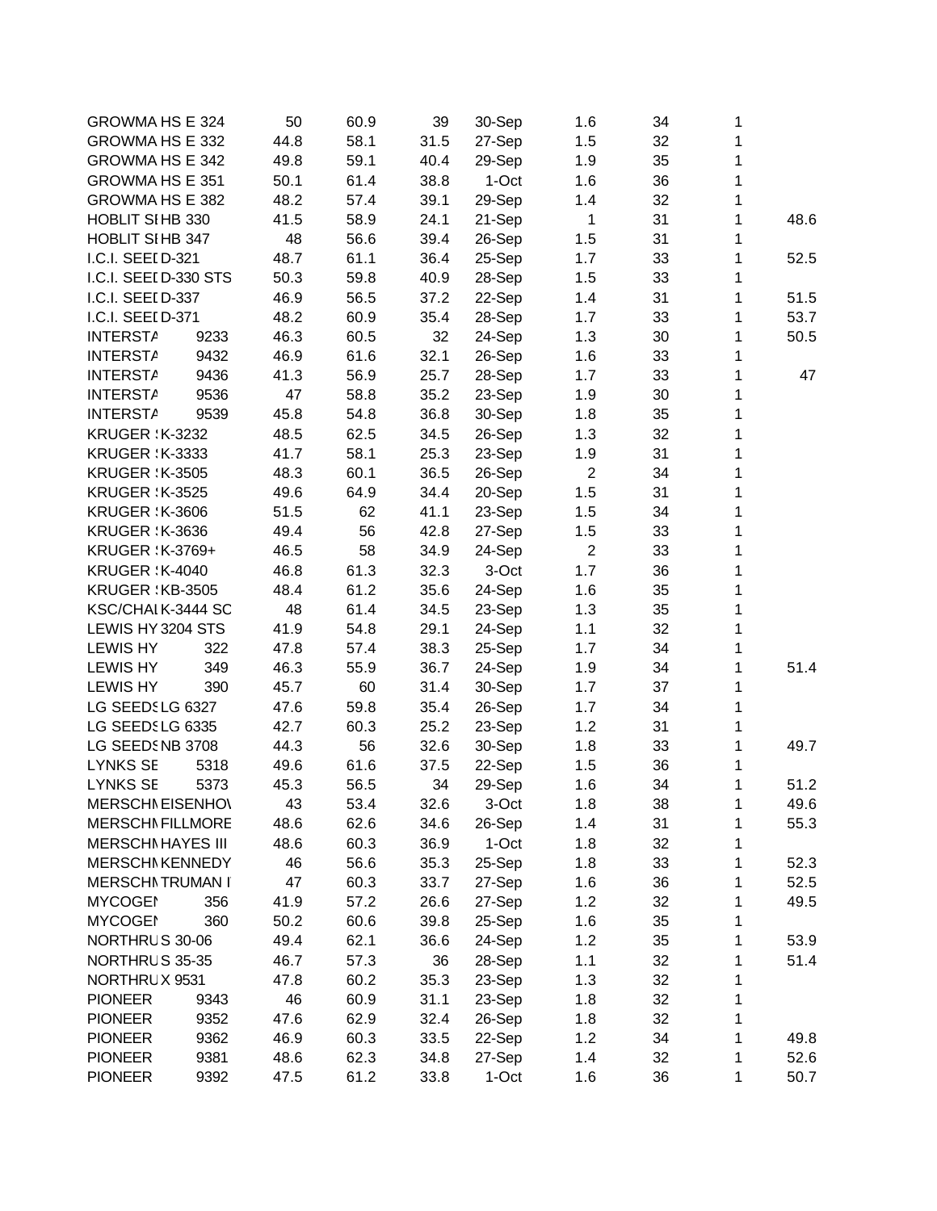| | | | | | | | | | |
|---|---|---|---|---|---|---|---|---|---|
| GROWMA | HS E 324 | 50 | 60.9 | 39 | 30-Sep | 1.6 | 34 | 1 | |
| GROWMA | HS E 332 | 44.8 | 58.1 | 31.5 | 27-Sep | 1.5 | 32 | 1 | |
| GROWMA | HS E 342 | 49.8 | 59.1 | 40.4 | 29-Sep | 1.9 | 35 | 1 | |
| GROWMA | HS E 351 | 50.1 | 61.4 | 38.8 | 1-Oct | 1.6 | 36 | 1 | |
| GROWMA | HS E 382 | 48.2 | 57.4 | 39.1 | 29-Sep | 1.4 | 32 | 1 | |
| HOBLIT SI | HB 330 | 41.5 | 58.9 | 24.1 | 21-Sep | 1 | 31 | 1 | 48.6 |
| HOBLIT SI | HB 347 | 48 | 56.6 | 39.4 | 26-Sep | 1.5 | 31 | 1 | |
| I.C.I. SEEI | D-321 | 48.7 | 61.1 | 36.4 | 25-Sep | 1.7 | 33 | 1 | 52.5 |
| I.C.I. SEEI | D-330 STS | 50.3 | 59.8 | 40.9 | 28-Sep | 1.5 | 33 | 1 | |
| I.C.I. SEEI | D-337 | 46.9 | 56.5 | 37.2 | 22-Sep | 1.4 | 31 | 1 | 51.5 |
| I.C.I. SEEI | D-371 | 48.2 | 60.9 | 35.4 | 28-Sep | 1.7 | 33 | 1 | 53.7 |
| INTERSTA | 9233 | 46.3 | 60.5 | 32 | 24-Sep | 1.3 | 30 | 1 | 50.5 |
| INTERSTA | 9432 | 46.9 | 61.6 | 32.1 | 26-Sep | 1.6 | 33 | 1 | |
| INTERSTA | 9436 | 41.3 | 56.9 | 25.7 | 28-Sep | 1.7 | 33 | 1 | 47 |
| INTERSTA | 9536 | 47 | 58.8 | 35.2 | 23-Sep | 1.9 | 30 | 1 | |
| INTERSTA | 9539 | 45.8 | 54.8 | 36.8 | 30-Sep | 1.8 | 35 | 1 | |
| KRUGER | K-3232 | 48.5 | 62.5 | 34.5 | 26-Sep | 1.3 | 32 | 1 | |
| KRUGER | K-3333 | 41.7 | 58.1 | 25.3 | 23-Sep | 1.9 | 31 | 1 | |
| KRUGER | K-3505 | 48.3 | 60.1 | 36.5 | 26-Sep | 2 | 34 | 1 | |
| KRUGER | K-3525 | 49.6 | 64.9 | 34.4 | 20-Sep | 1.5 | 31 | 1 | |
| KRUGER | K-3606 | 51.5 | 62 | 41.1 | 23-Sep | 1.5 | 34 | 1 | |
| KRUGER | K-3636 | 49.4 | 56 | 42.8 | 27-Sep | 1.5 | 33 | 1 | |
| KRUGER | K-3769+ | 46.5 | 58 | 34.9 | 24-Sep | 2 | 33 | 1 | |
| KRUGER | K-4040 | 46.8 | 61.3 | 32.3 | 3-Oct | 1.7 | 36 | 1 | |
| KRUGER | KB-3505 | 48.4 | 61.2 | 35.6 | 24-Sep | 1.6 | 35 | 1 | |
| KSC/CHAI | K-3444 SC | 48 | 61.4 | 34.5 | 23-Sep | 1.3 | 35 | 1 | |
| LEWIS HY | 3204 STS | 41.9 | 54.8 | 29.1 | 24-Sep | 1.1 | 32 | 1 | |
| LEWIS HY | 322 | 47.8 | 57.4 | 38.3 | 25-Sep | 1.7 | 34 | 1 | |
| LEWIS HY | 349 | 46.3 | 55.9 | 36.7 | 24-Sep | 1.9 | 34 | 1 | 51.4 |
| LEWIS HY | 390 | 45.7 | 60 | 31.4 | 30-Sep | 1.7 | 37 | 1 | |
| LG SEEDS | LG 6327 | 47.6 | 59.8 | 35.4 | 26-Sep | 1.7 | 34 | 1 | |
| LG SEEDS | LG 6335 | 42.7 | 60.3 | 25.2 | 23-Sep | 1.2 | 31 | 1 | |
| LG SEEDS | NB 3708 | 44.3 | 56 | 32.6 | 30-Sep | 1.8 | 33 | 1 | 49.7 |
| LYNKS SE | 5318 | 49.6 | 61.6 | 37.5 | 22-Sep | 1.5 | 36 | 1 | |
| LYNKS SE | 5373 | 45.3 | 56.5 | 34 | 29-Sep | 1.6 | 34 | 1 | 51.2 |
| MERSCHM | EISENHOV | 43 | 53.4 | 32.6 | 3-Oct | 1.8 | 38 | 1 | 49.6 |
| MERSCHM | FILLMORE | 48.6 | 62.6 | 34.6 | 26-Sep | 1.4 | 31 | 1 | 55.3 |
| MERSCHM | HAYES III | 48.6 | 60.3 | 36.9 | 1-Oct | 1.8 | 32 | 1 | |
| MERSCHM | KENNEDY | 46 | 56.6 | 35.3 | 25-Sep | 1.8 | 33 | 1 | 52.3 |
| MERSCHM | TRUMAN I | 47 | 60.3 | 33.7 | 27-Sep | 1.6 | 36 | 1 | 52.5 |
| MYCOGEN | 356 | 41.9 | 57.2 | 26.6 | 27-Sep | 1.2 | 32 | 1 | 49.5 |
| MYCOGEN | 360 | 50.2 | 60.6 | 39.8 | 25-Sep | 1.6 | 35 | 1 | |
| NORTHRU | S 30-06 | 49.4 | 62.1 | 36.6 | 24-Sep | 1.2 | 35 | 1 | 53.9 |
| NORTHRU | S 35-35 | 46.7 | 57.3 | 36 | 28-Sep | 1.1 | 32 | 1 | 51.4 |
| NORTHRU | X 9531 | 47.8 | 60.2 | 35.3 | 23-Sep | 1.3 | 32 | 1 | |
| PIONEER | 9343 | 46 | 60.9 | 31.1 | 23-Sep | 1.8 | 32 | 1 | |
| PIONEER | 9352 | 47.6 | 62.9 | 32.4 | 26-Sep | 1.8 | 32 | 1 | |
| PIONEER | 9362 | 46.9 | 60.3 | 33.5 | 22-Sep | 1.2 | 34 | 1 | 49.8 |
| PIONEER | 9381 | 48.6 | 62.3 | 34.8 | 27-Sep | 1.4 | 32 | 1 | 52.6 |
| PIONEER | 9392 | 47.5 | 61.2 | 33.8 | 1-Oct | 1.6 | 36 | 1 | 50.7 |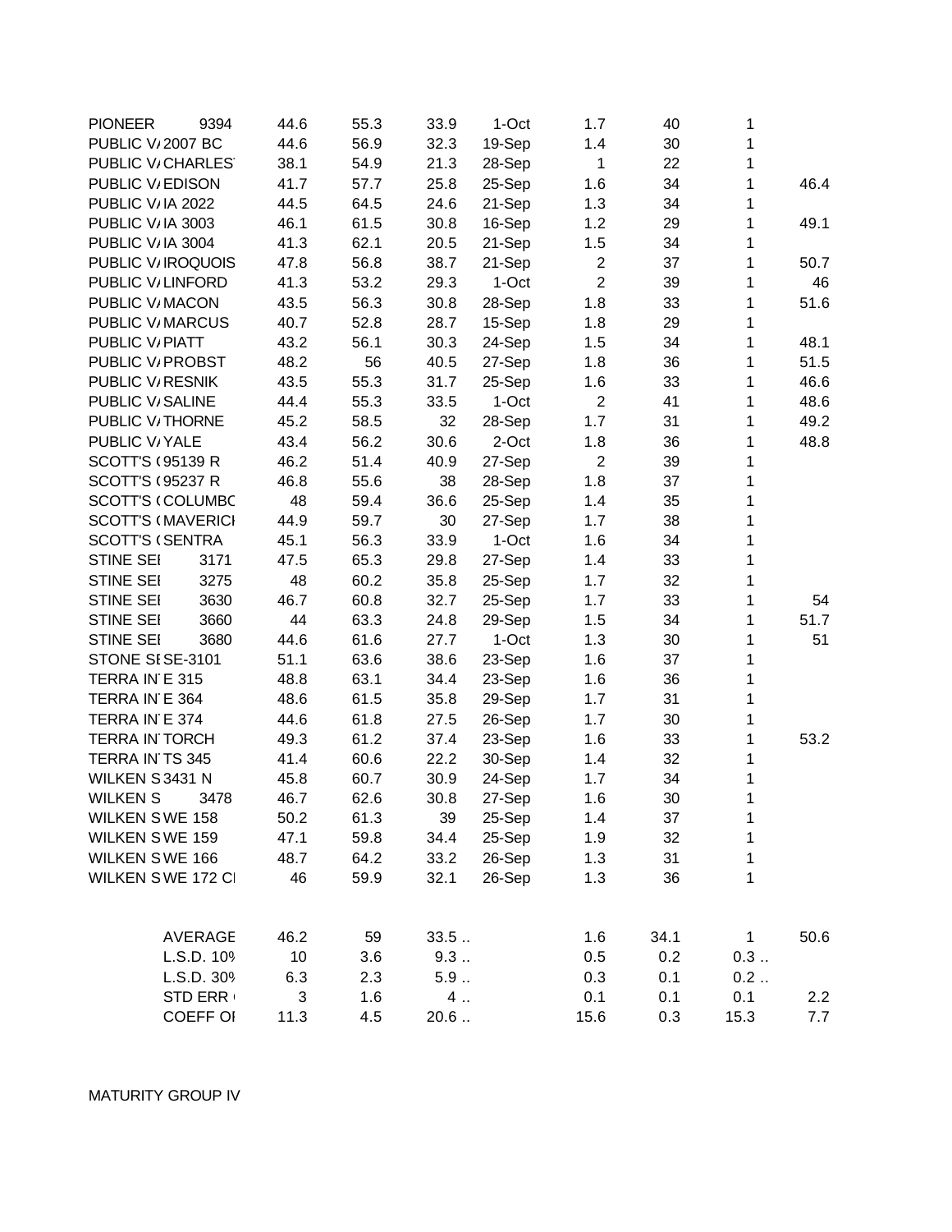| | | | | | | | | | |
|---|---|---|---|---|---|---|---|---|---|
| PIONEER | 9394 | 44.6 | 55.3 | 33.9 | 1-Oct | 1.7 | 40 | 1 | |
| PUBLIC V/ | 2007 BC | 44.6 | 56.9 | 32.3 | 19-Sep | 1.4 | 30 | 1 | |
| PUBLIC V/ | CHARLES' | 38.1 | 54.9 | 21.3 | 28-Sep | 1 | 22 | 1 | |
| PUBLIC V/ | EDISON | 41.7 | 57.7 | 25.8 | 25-Sep | 1.6 | 34 | 1 | 46.4 |
| PUBLIC V/ | IA 2022 | 44.5 | 64.5 | 24.6 | 21-Sep | 1.3 | 34 | 1 | |
| PUBLIC V/ | IA 3003 | 46.1 | 61.5 | 30.8 | 16-Sep | 1.2 | 29 | 1 | 49.1 |
| PUBLIC V/ | IA 3004 | 41.3 | 62.1 | 20.5 | 21-Sep | 1.5 | 34 | 1 | |
| PUBLIC V/ | IROQUOIS | 47.8 | 56.8 | 38.7 | 21-Sep | 2 | 37 | 1 | 50.7 |
| PUBLIC V/ | LINFORD | 41.3 | 53.2 | 29.3 | 1-Oct | 2 | 39 | 1 | 46 |
| PUBLIC V/ | MACON | 43.5 | 56.3 | 30.8 | 28-Sep | 1.8 | 33 | 1 | 51.6 |
| PUBLIC V/ | MARCUS | 40.7 | 52.8 | 28.7 | 15-Sep | 1.8 | 29 | 1 | |
| PUBLIC V/ | PIATT | 43.2 | 56.1 | 30.3 | 24-Sep | 1.5 | 34 | 1 | 48.1 |
| PUBLIC V/ | PROBST | 48.2 | 56 | 40.5 | 27-Sep | 1.8 | 36 | 1 | 51.5 |
| PUBLIC V/ | RESNIK | 43.5 | 55.3 | 31.7 | 25-Sep | 1.6 | 33 | 1 | 46.6 |
| PUBLIC V/ | SALINE | 44.4 | 55.3 | 33.5 | 1-Oct | 2 | 41 | 1 | 48.6 |
| PUBLIC V/ | THORNE | 45.2 | 58.5 | 32 | 28-Sep | 1.7 | 31 | 1 | 49.2 |
| PUBLIC V/ | YALE | 43.4 | 56.2 | 30.6 | 2-Oct | 1.8 | 36 | 1 | 48.8 |
| SCOTT'S ( | 95139 R | 46.2 | 51.4 | 40.9 | 27-Sep | 2 | 39 | 1 | |
| SCOTT'S ( | 95237 R | 46.8 | 55.6 | 38 | 28-Sep | 1.8 | 37 | 1 | |
| SCOTT'S ( | COLUMBC | 48 | 59.4 | 36.6 | 25-Sep | 1.4 | 35 | 1 | |
| SCOTT'S ( | MAVERICI | 44.9 | 59.7 | 30 | 27-Sep | 1.7 | 38 | 1 | |
| SCOTT'S ( | SENTRA | 45.1 | 56.3 | 33.9 | 1-Oct | 1.6 | 34 | 1 | |
| STINE SEI | 3171 | 47.5 | 65.3 | 29.8 | 27-Sep | 1.4 | 33 | 1 | |
| STINE SEI | 3275 | 48 | 60.2 | 35.8 | 25-Sep | 1.7 | 32 | 1 | |
| STINE SEI | 3630 | 46.7 | 60.8 | 32.7 | 25-Sep | 1.7 | 33 | 1 | 54 |
| STINE SEI | 3660 | 44 | 63.3 | 24.8 | 29-Sep | 1.5 | 34 | 1 | 51.7 |
| STINE SEI | 3680 | 44.6 | 61.6 | 27.7 | 1-Oct | 1.3 | 30 | 1 | 51 |
| STONE SI | SE-3101 | 51.1 | 63.6 | 38.6 | 23-Sep | 1.6 | 37 | 1 | |
| TERRA IN | E 315 | 48.8 | 63.1 | 34.4 | 23-Sep | 1.6 | 36 | 1 | |
| TERRA IN | E 364 | 48.6 | 61.5 | 35.8 | 29-Sep | 1.7 | 31 | 1 | |
| TERRA IN | E 374 | 44.6 | 61.8 | 27.5 | 26-Sep | 1.7 | 30 | 1 | |
| TERRA IN | TORCH | 49.3 | 61.2 | 37.4 | 23-Sep | 1.6 | 33 | 1 | 53.2 |
| TERRA IN | TS 345 | 41.4 | 60.6 | 22.2 | 30-Sep | 1.4 | 32 | 1 | |
| WILKEN S | 3431 N | 45.8 | 60.7 | 30.9 | 24-Sep | 1.7 | 34 | 1 | |
| WILKEN S | 3478 | 46.7 | 62.6 | 30.8 | 27-Sep | 1.6 | 30 | 1 | |
| WILKEN S | WE 158 | 50.2 | 61.3 | 39 | 25-Sep | 1.4 | 37 | 1 | |
| WILKEN S | WE 159 | 47.1 | 59.8 | 34.4 | 25-Sep | 1.9 | 32 | 1 | |
| WILKEN S | WE 166 | 48.7 | 64.2 | 33.2 | 26-Sep | 1.3 | 31 | 1 | |
| WILKEN S | WE 172 CI | 46 | 59.9 | 32.1 | 26-Sep | 1.3 | 36 | 1 | |
| | | | | | | | | | |
| | AVERAGE | 46.2 | 59 | 33.5 .. | | 1.6 | 34.1 | 1 | 50.6 |
| | L.S.D. 10% | 10 | 3.6 | 9.3 .. | | 0.5 | 0.2 | 0.3 .. | |
| | L.S.D. 30% | 6.3 | 2.3 | 5.9 .. | | 0.3 | 0.1 | 0.2 .. | |
| | STD ERR | 3 | 1.6 | 4 .. | | 0.1 | 0.1 | 0.1 | 2.2 |
| | COEFF OI | 11.3 | 4.5 | 20.6 .. | | 15.6 | 0.3 | 15.3 | 7.7 |

MATURITY GROUP IV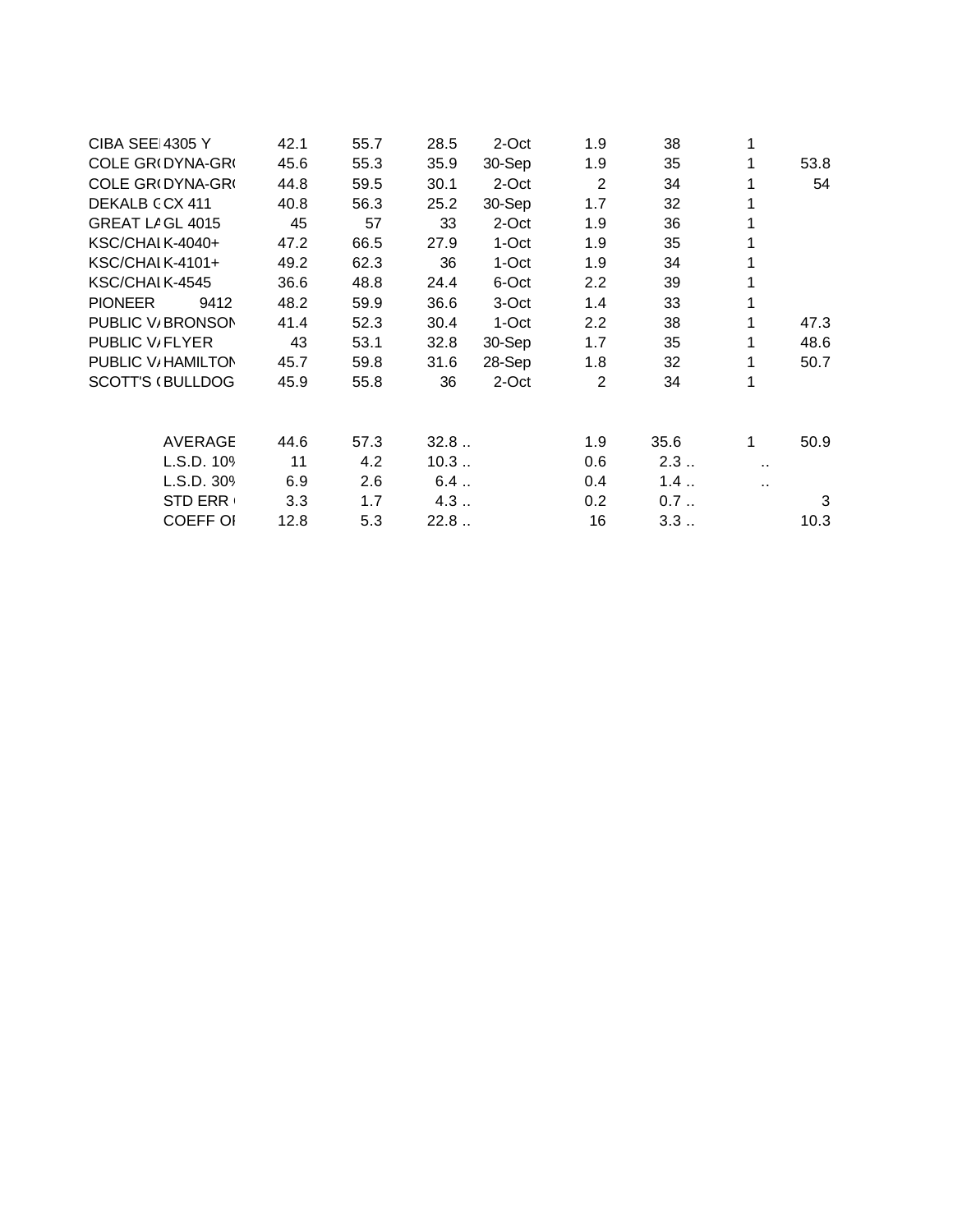| | | | | | | | | | |
|---|---|---|---|---|---|---|---|---|---|
| CIBA SEEI | 4305 Y | 42.1 | 55.7 | 28.5 | 2-Oct | 1.9 | 38 | 1 | |
| COLE GR( | DYNA-GR( | 45.6 | 55.3 | 35.9 | 30-Sep | 1.9 | 35 | 1 | 53.8 |
| COLE GR( | DYNA-GR( | 44.8 | 59.5 | 30.1 | 2-Oct | 2 | 34 | 1 | 54 |
| DEKALB ( | CX 411 | 40.8 | 56.3 | 25.2 | 30-Sep | 1.7 | 32 | 1 | |
| GREAT LA | GL 4015 | 45 | 57 | 33 | 2-Oct | 1.9 | 36 | 1 | |
| KSC/CHAI | K-4040+ | 47.2 | 66.5 | 27.9 | 1-Oct | 1.9 | 35 | 1 | |
| KSC/CHAI | K-4101+ | 49.2 | 62.3 | 36 | 1-Oct | 1.9 | 34 | 1 | |
| KSC/CHAI | K-4545 | 36.6 | 48.8 | 24.4 | 6-Oct | 2.2 | 39 | 1 | |
| PIONEER | 9412 | 48.2 | 59.9 | 36.6 | 3-Oct | 1.4 | 33 | 1 | |
| PUBLIC V/ | BRONSON | 41.4 | 52.3 | 30.4 | 1-Oct | 2.2 | 38 | 1 | 47.3 |
| PUBLIC V/ | FLYER | 43 | 53.1 | 32.8 | 30-Sep | 1.7 | 35 | 1 | 48.6 |
| PUBLIC V/ | HAMILTON | 45.7 | 59.8 | 31.6 | 28-Sep | 1.8 | 32 | 1 | 50.7 |
| SCOTT'S ( | BULLDOG | 45.9 | 55.8 | 36 | 2-Oct | 2 | 34 | 1 | |
| | | | | | | | | | |
| | AVERAGE | 44.6 | 57.3 | 32.8 .. | | 1.9 | 35.6 | 1 | 50.9 |
| | L.S.D. 10% | 11 | 4.2 | 10.3 .. | | 0.6 | 2.3 .. | .. | |
| | L.S.D. 30% | 6.9 | 2.6 | 6.4 .. | | 0.4 | 1.4 .. | .. | |
| | STD ERR ( | 3.3 | 1.7 | 4.3 .. | | 0.2 | 0.7 .. | | 3 |
| | COEFF OF | 12.8 | 5.3 | 22.8 .. | | 16 | 3.3 .. | | 10.3 |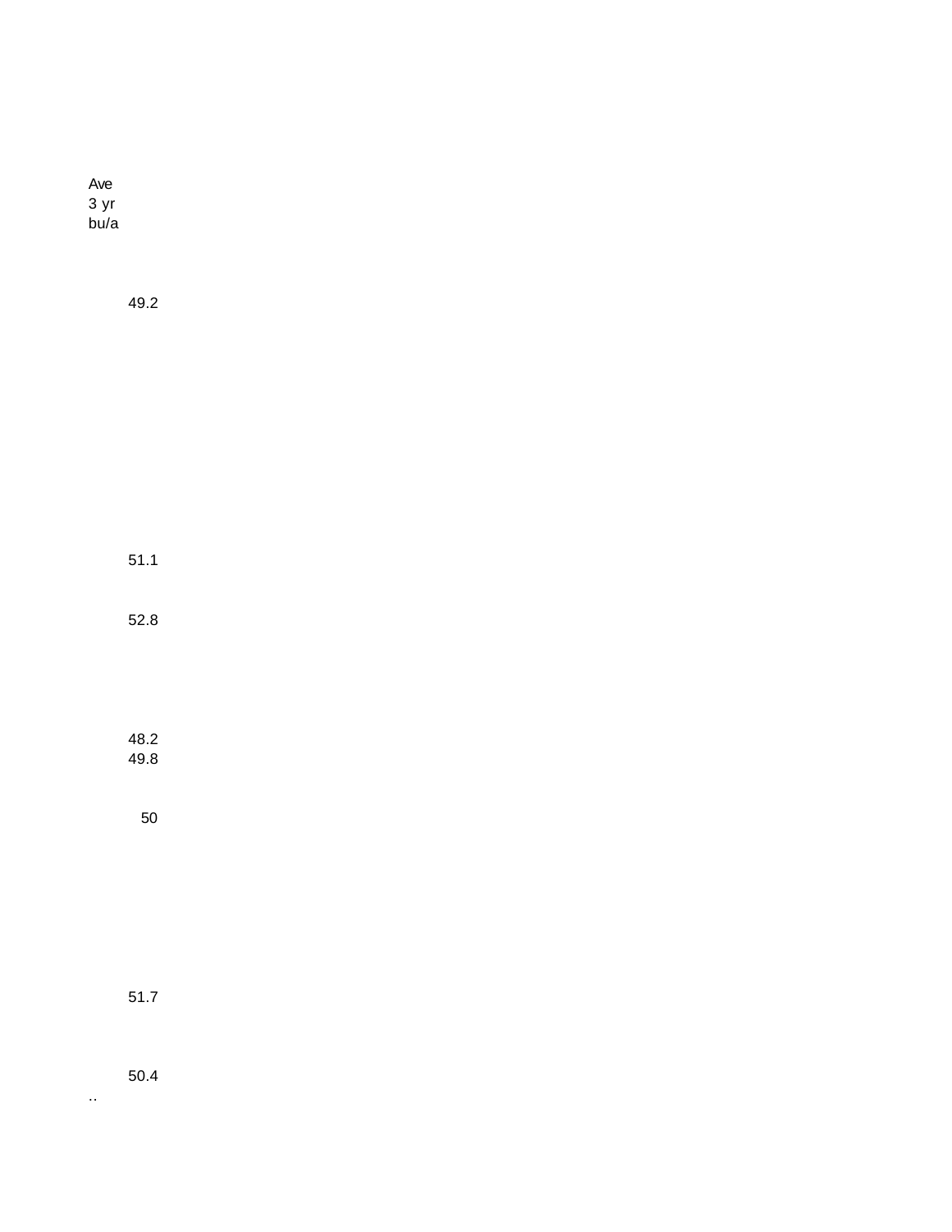| Ave 3 yr bu/a |
|---|
| 49.2 |
| |
| 51.1 |
| 52.8 |
| |
| 48.2 |
| 49.8 |
| 50 |
| |
| 51.7 |
| 50.4 |

..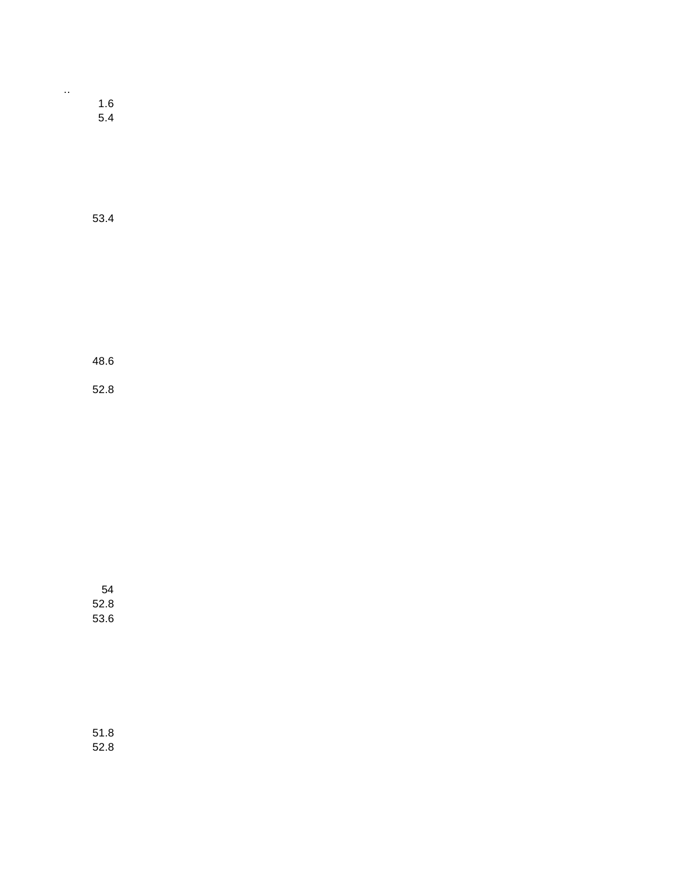..

1.6
5.4

53.4

48.6

52.8

54
52.8
53.6

51.8
52.8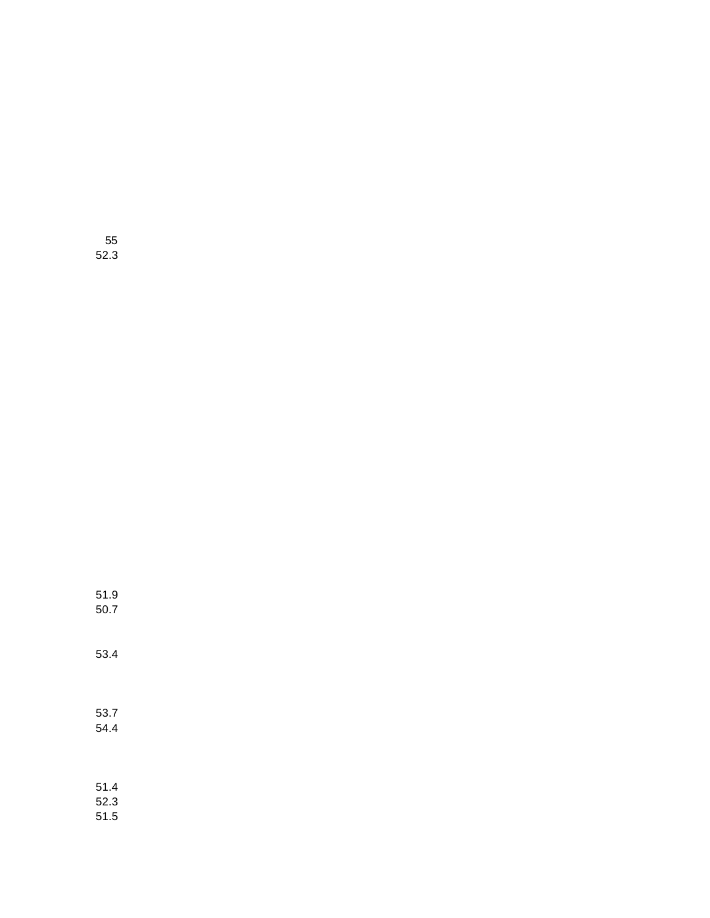55
52.3

51.9
50.7

53.4

53.7
54.4

51.4
52.3
51.5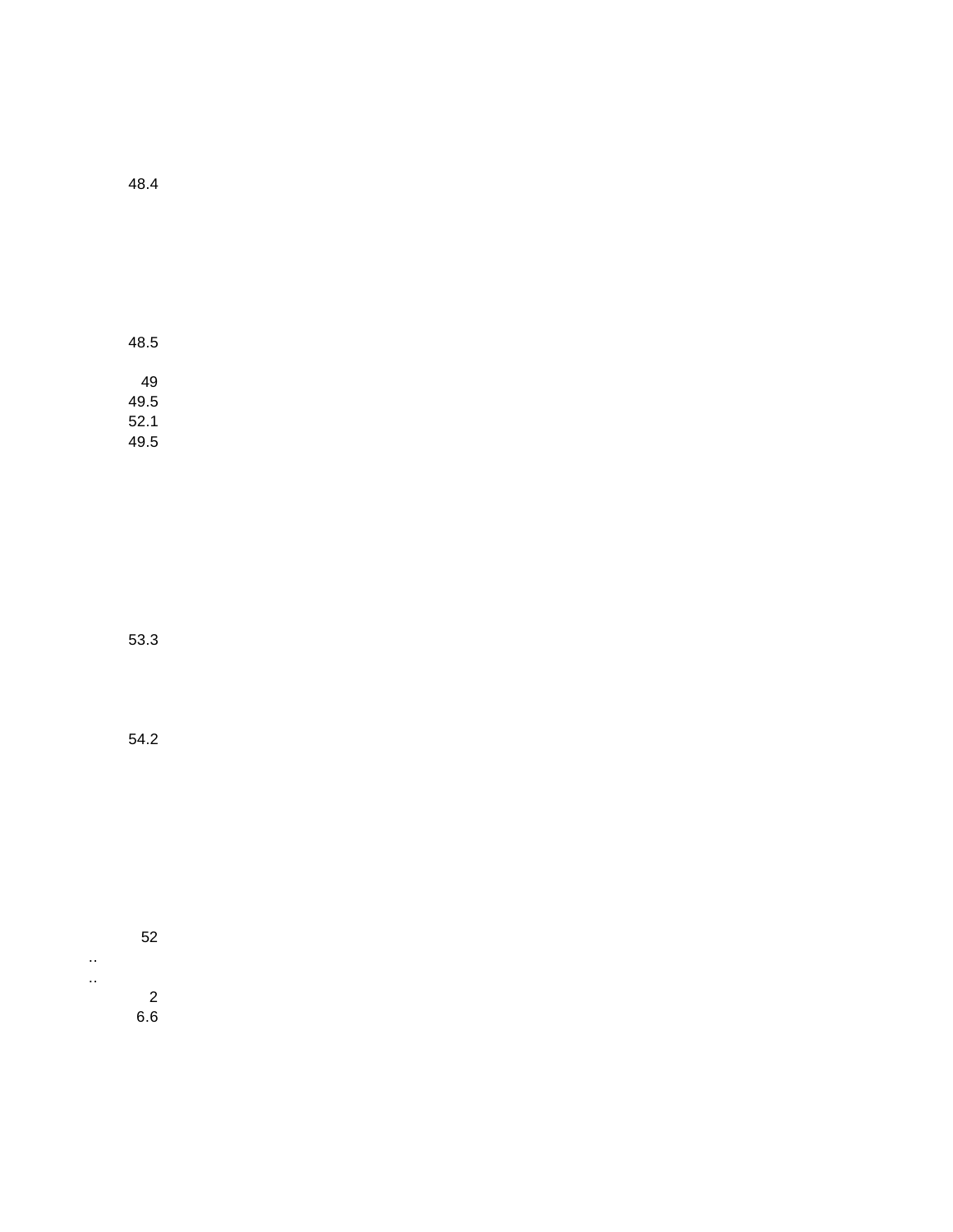48.4

48.5

49
49.5
52.1
49.5

53.3

54.2

52
..
..
2
6.6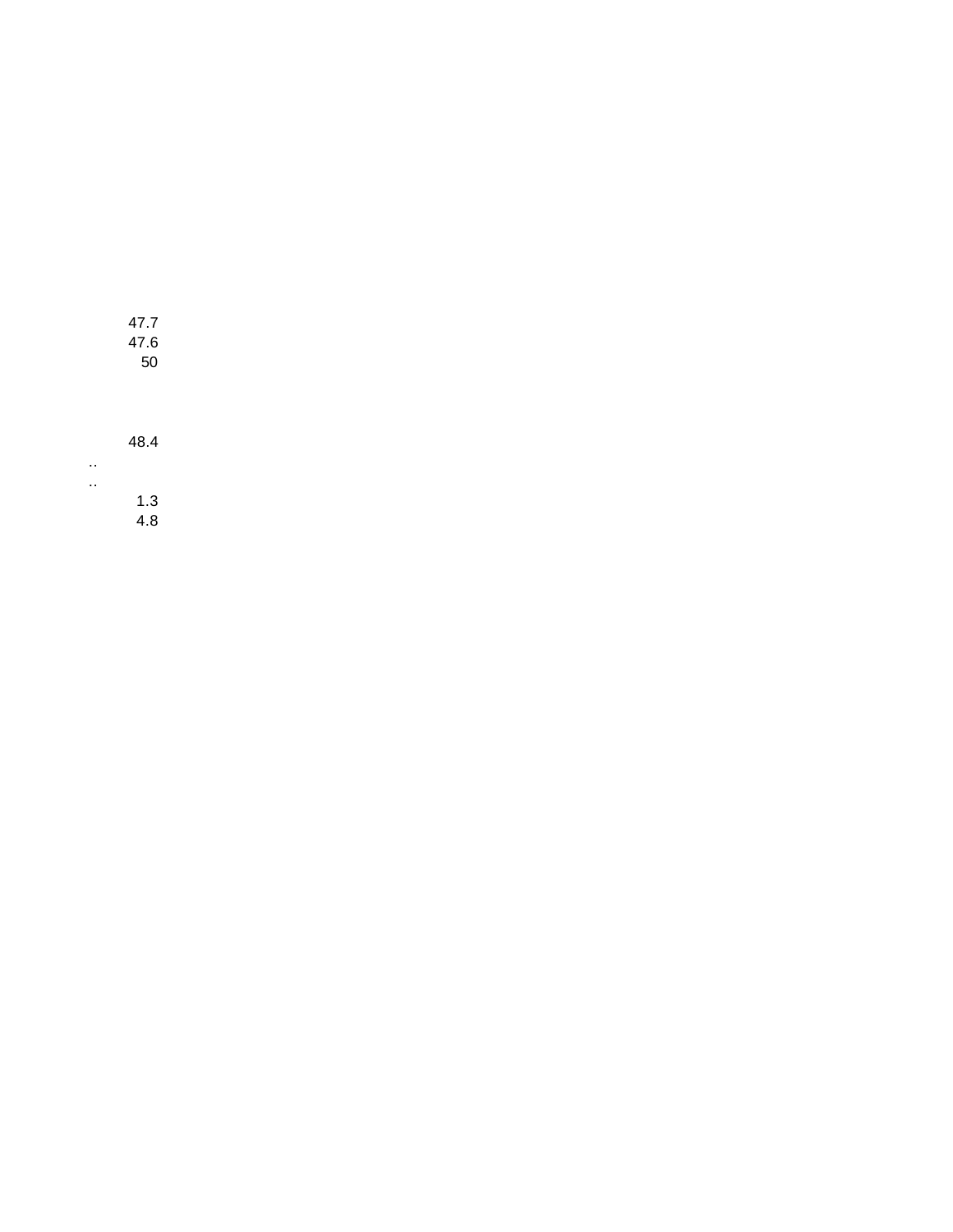47.7
47.6
50

48.4
..
..
1.3
4.8